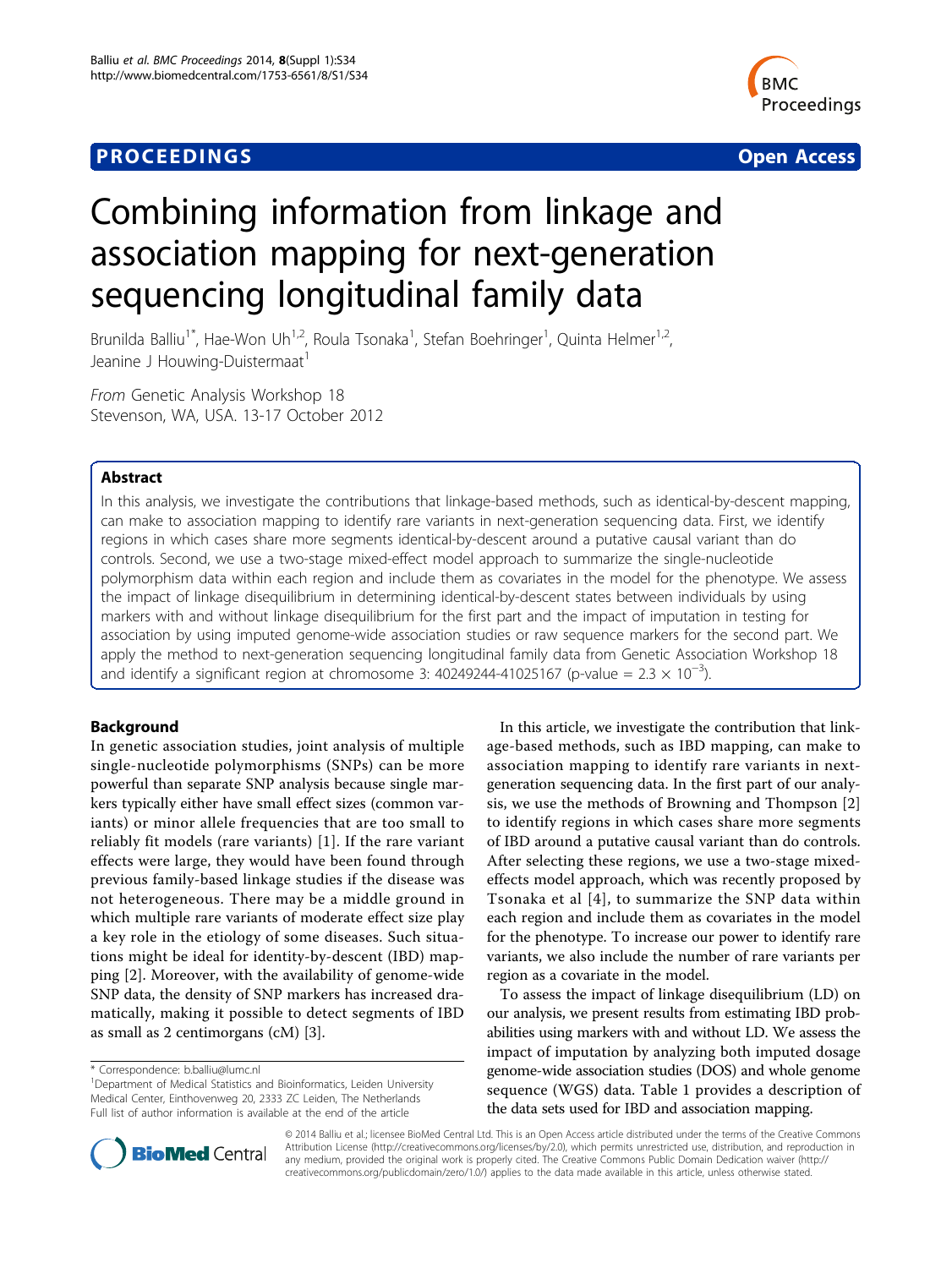**PROCEEDINGS** **Open Access**

# Combining information from linkage and association mapping for next-generation sequencing longitudinal family data

Brunilda Balliu[1*], Hae-Won Uh[1,2], Roula Tsonaka[1], Stefan Boehringer[1], Quinta Helmer[1,2], Jeanine J Houwing-Duistermaat[1]

*From* Genetic Analysis Workshop 18
Stevenson, WA, USA. 13-17 October 2012

## Abstract

In this analysis, we investigate the contributions that linkage-based methods, such as identical-by-descent mapping, can make to association mapping to identify rare variants in next-generation sequencing data. First, we identify regions in which cases share more segments identical-by-descent around a putative causal variant than do controls. Second, we use a two-stage mixed-effect model approach to summarize the single-nucleotide polymorphism data within each region and include them as covariates in the model for the phenotype. We assess the impact of linkage disequilibrium in determining identical-by-descent states between individuals by using markers with and without linkage disequilibrium for the first part and the impact of imputation in testing for association by using imputed genome-wide association studies or raw sequence markers for the second part. We apply the method to next-generation sequencing longitudinal family data from Genetic Association Workshop 18 and identify a significant region at chromosome 3: 40249244-41025167 (p-value = $2.3 \times 10^{-3}$).

## Background

In genetic association studies, joint analysis of multiple single-nucleotide polymorphisms (SNPs) can be more powerful than separate SNP analysis because single markers typically either have small effect sizes (common variants) or minor allele frequencies that are too small to reliably fit models (rare variants) [1]. If the rare variant effects were large, they would have been found through previous family-based linkage studies if the disease was not heterogeneous. There may be a middle ground in which multiple rare variants of moderate effect size play a key role in the etiology of some diseases. Such situations might be ideal for identity-by-descent (IBD) mapping [2]. Moreover, with the availability of genome-wide SNP data, the density of SNP markers has increased dramatically, making it possible to detect segments of IBD as small as 2 centimorgans (cM) [3].

In this article, we investigate the contribution that linkage-based methods, such as IBD mapping, can make to association mapping to identify rare variants in next-generation sequencing data. In the first part of our analysis, we use the methods of Browning and Thompson [2] to identify regions in which cases share more segments of IBD around a putative causal variant than do controls. After selecting these regions, we use a two-stage mixed-effects model approach, which was recently proposed by Tsonaka et al [4], to summarize the SNP data within each region and include them as covariates in the model for the phenotype. To increase our power to identify rare variants, we also include the number of rare variants per region as a covariate in the model.

To assess the impact of linkage disequilibrium (LD) on our analysis, we present results from estimating IBD probabilities using markers with and without LD. We assess the impact of imputation by analyzing both imputed dosage genome-wide association studies (DOS) and whole genome sequence (WGS) data. Table 1 provides a description of the data sets used for IBD and association mapping.

\* Correspondence: b.balliu@lumc.nl
[1]Department of Medical Statistics and Bioinformatics, Leiden University Medical Center, Einthovenweg 20, 2333 ZC Leiden, The Netherlands
Full list of author information is available at the end of the article

© 2014 Balliu et al.; licensee BioMed Central Ltd. This is an Open Access article distributed under the terms of the Creative Commons Attribution License (http://creativecommons.org/licenses/by/2.0), which permits unrestricted use, distribution, and reproduction in any medium, provided the original work is properly cited. The Creative Commons Public Domain Dedication waiver (http://creativecommons.org/publicdomain/zero/1.0/) applies to the data made available in this article, unless otherwise stated.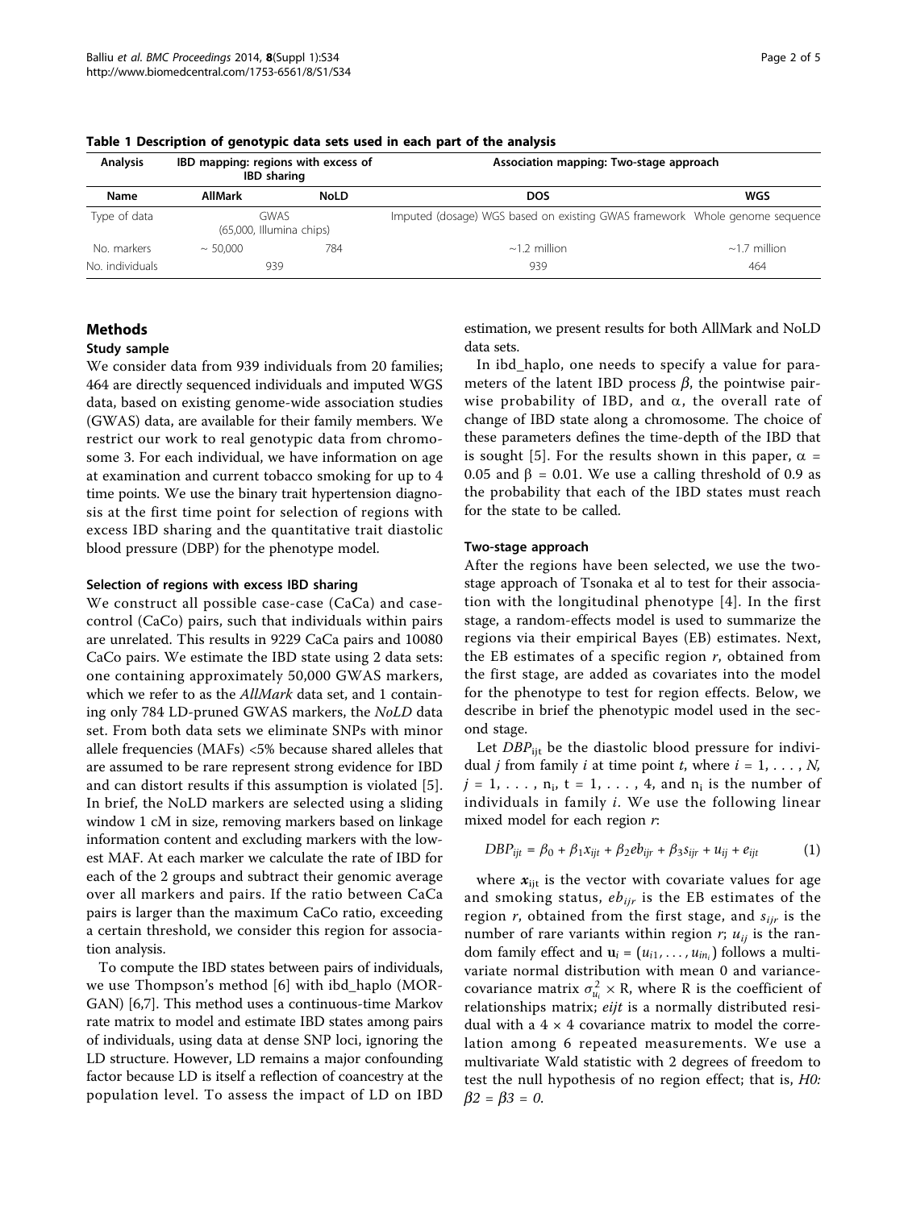**Table 1 Description of genotypic data sets used in each part of the analysis**

| Analysis | IBD mapping: regions with excess of IBD sharing | | Association mapping: Two-stage approach | |
|---|---|---|---|---|
| Name | AllMark | NoLD | DOS | WGS |
| Type of data | GWAS (65,000, Illumina chips) | | Imputed (dosage) WGS based on existing GWAS framework | Whole genome sequence |
| No. markers | ~ 50,000 | 784 | ~1.2 million | ~1.7 million |
| No. individuals | 939 | | 939 | 464 |

## Methods

### Study sample

We consider data from 939 individuals from 20 families; 464 are directly sequenced individuals and imputed WGS data, based on existing genome-wide association studies (GWAS) data, are available for their family members. We restrict our work to real genotypic data from chromosome 3. For each individual, we have information on age at examination and current tobacco smoking for up to 4 time points. We use the binary trait hypertension diagnosis at the first time point for selection of regions with excess IBD sharing and the quantitative trait diastolic blood pressure (DBP) for the phenotype model.

#### Selection of regions with excess IBD sharing

We construct all possible case-case (CaCa) and case-control (CaCo) pairs, such that individuals within pairs are unrelated. This results in 9229 CaCa pairs and 10080 CaCo pairs. We estimate the IBD state using 2 data sets: one containing approximately 50,000 GWAS markers, which we refer to as the *AllMark* data set, and 1 containing only 784 LD-pruned GWAS markers, the *NoLD* data set. From both data sets we eliminate SNPs with minor allele frequencies (MAFs) <5% because shared alleles that are assumed to be rare represent strong evidence for IBD and can distort results if this assumption is violated [5]. In brief, the NoLD markers are selected using a sliding window 1 cM in size, removing markers based on linkage information content and excluding markers with the lowest MAF. At each marker we calculate the rate of IBD for each of the 2 groups and subtract their genomic average over all markers and pairs. If the ratio between CaCa pairs is larger than the maximum CaCo ratio, exceeding a certain threshold, we consider this region for association analysis.

To compute the IBD states between pairs of individuals, we use Thompson's method [6] with ibd_haplo (MORGAN) [6,7]. This method uses a continuous-time Markov rate matrix to model and estimate IBD states among pairs of individuals, using data at dense SNP loci, ignoring the LD structure. However, LD remains a major confounding factor because LD is itself a reflection of coancestry at the population level. To assess the impact of LD on IBD estimation, we present results for both AllMark and NoLD data sets.

In ibd_haplo, one needs to specify a value for parameters of the latent IBD process $\beta$, the pointwise pairwise probability of IBD, and $\alpha$, the overall rate of change of IBD state along a chromosome. The choice of these parameters defines the time-depth of the IBD that is sought [5]. For the results shown in this paper, $\alpha$ = 0.05 and $\beta$ = 0.01. We use a calling threshold of 0.9 as the probability that each of the IBD states must reach for the state to be called.

#### Two-stage approach

After the regions have been selected, we use the two-stage approach of Tsonaka et al to test for their association with the longitudinal phenotype [4]. In the first stage, a random-effects model is used to summarize the regions via their empirical Bayes (EB) estimates. Next, the EB estimates of a specific region *r*, obtained from the first stage, are added as covariates into the model for the phenotype to test for region effects. Below, we describe in brief the phenotypic model used in the second stage.

Let $DBP_{ijt}$ be the diastolic blood pressure for individual *j* from family *i* at time point *t*, where $i = 1, \ldots, N$, $j = 1, \ldots, n_i$, $t = 1, \ldots, 4$, and $n_i$ is the number of individuals in family *i*. We use the following linear mixed model for each region *r*:

$$DBP_{ijt} = \beta_0 + \beta_1 x_{ijt} + \beta_2 eb_{ijr} + \beta_3 s_{ijr} + u_{ij} + e_{ijt} \quad (1)$$

where $\boldsymbol{x}_{ijt}$ is the vector with covariate values for age and smoking status, $eb_{ijr}$ is the EB estimates of the region *r*, obtained from the first stage, and $s_{ijr}$ is the number of rare variants within region *r*; $u_{ij}$ is the random family effect and $\mathbf{u}_i = (u_{i1}, \ldots, u_{in_i})$ follows a multivariate normal distribution with mean 0 and variance-covariance matrix $\sigma^2_{u_i} \times$ R, where R is the coefficient of relationships matrix; *eijt* is a normally distributed residual with a 4 × 4 covariance matrix to model the correlation among 6 repeated measurements. We use a multivariate Wald statistic with 2 degrees of freedom to test the null hypothesis of no region effect; that is, *H0: β2 = β3 = 0.*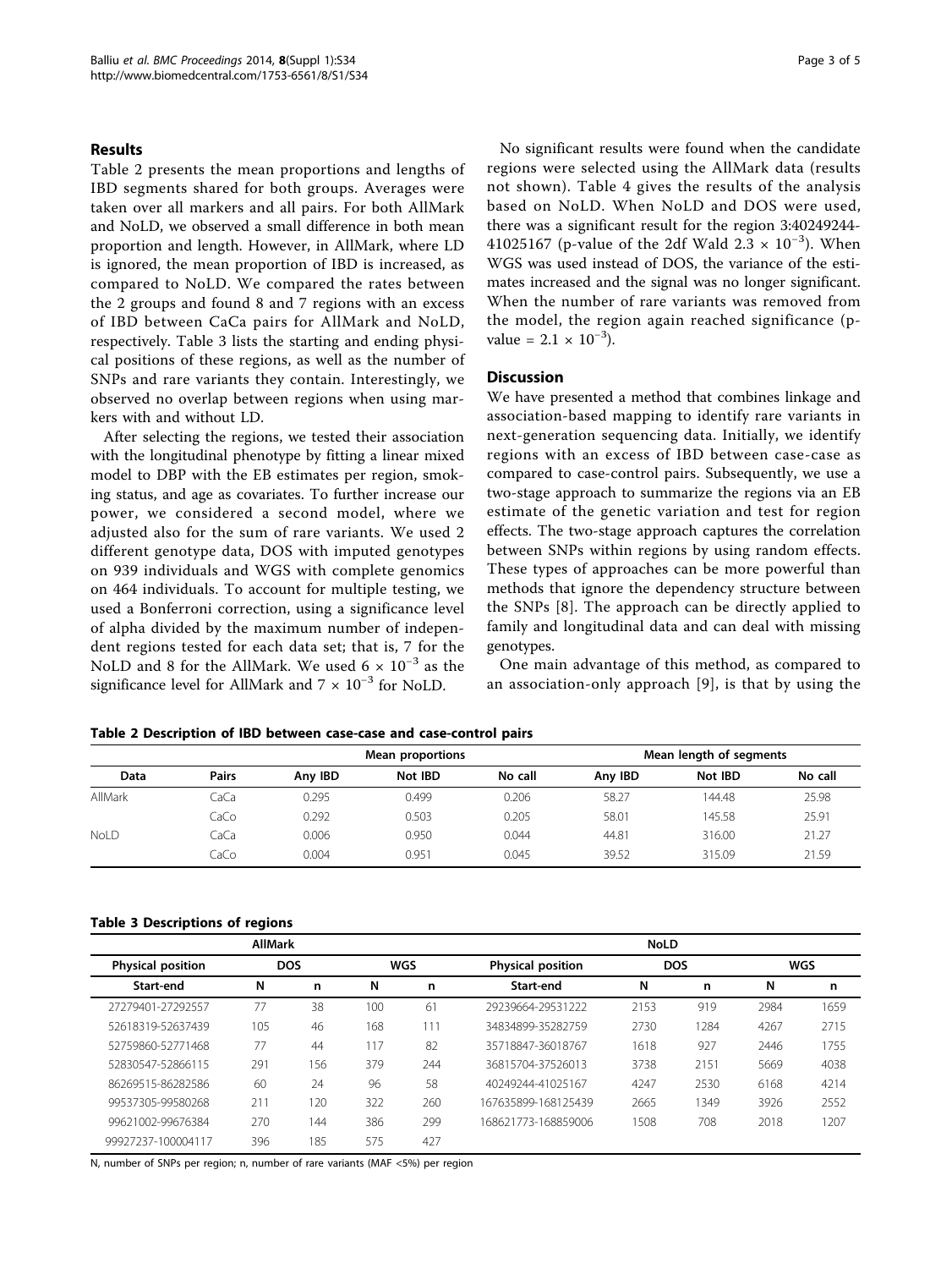## Results

Table 2 presents the mean proportions and lengths of IBD segments shared for both groups. Averages were taken over all markers and all pairs. For both AllMark and NoLD, we observed a small difference in both mean proportion and length. However, in AllMark, where LD is ignored, the mean proportion of IBD is increased, as compared to NoLD. We compared the rates between the 2 groups and found 8 and 7 regions with an excess of IBD between CaCa pairs for AllMark and NoLD, respectively. Table 3 lists the starting and ending physical positions of these regions, as well as the number of SNPs and rare variants they contain. Interestingly, we observed no overlap between regions when using markers with and without LD.

After selecting the regions, we tested their association with the longitudinal phenotype by fitting a linear mixed model to DBP with the EB estimates per region, smoking status, and age as covariates. To further increase our power, we considered a second model, where we adjusted also for the sum of rare variants. We used 2 different genotype data, DOS with imputed genotypes on 939 individuals and WGS with complete genomics on 464 individuals. To account for multiple testing, we used a Bonferroni correction, using a significance level of alpha divided by the maximum number of independent regions tested for each data set; that is, 7 for the NoLD and 8 for the AllMark. We used $6 \times 10^{-3}$ as the significance level for AllMark and $7 \times 10^{-3}$ for NoLD.

No significant results were found when the candidate regions were selected using the AllMark data (results not shown). Table 4 gives the results of the analysis based on NoLD. When NoLD and DOS were used, there was a significant result for the region 3:40249244-41025167 (p-value of the 2df Wald $2.3 \times 10^{-3}$). When WGS was used instead of DOS, the variance of the estimates increased and the signal was no longer significant. When the number of rare variants was removed from the model, the region again reached significance (p-value = $2.1 \times 10^{-3}$).

## Discussion

We have presented a method that combines linkage and association-based mapping to identify rare variants in next-generation sequencing data. Initially, we identify regions with an excess of IBD between case-case as compared to case-control pairs. Subsequently, we use a two-stage approach to summarize the regions via an EB estimate of the genetic variation and test for region effects. The two-stage approach captures the correlation between SNPs within regions by using random effects. These types of approaches can be more powerful than methods that ignore the dependency structure between the SNPs [8]. The approach can be directly applied to family and longitudinal data and can deal with missing genotypes.

One main advantage of this method, as compared to an association-only approach [9], is that by using the

**Table 2 Description of IBD between case-case and case-control pairs**

| | | Mean proportions | | | Mean length of segments | | |
|---|---|---|---|---|---|---|---|
| Data | Pairs | Any IBD | Not IBD | No call | Any IBD | Not IBD | No call |
| AllMark | CaCa | 0.295 | 0.499 | 0.206 | 58.27 | 144.48 | 25.98 |
| | CaCo | 0.292 | 0.503 | 0.205 | 58.01 | 145.58 | 25.91 |
| NoLD | CaCa | 0.006 | 0.950 | 0.044 | 44.81 | 316.00 | 21.27 |
| | CaCo | 0.004 | 0.951 | 0.045 | 39.52 | 315.09 | 21.59 |

**Table 3 Descriptions of regions**

| AllMark | | | | | NoLD | | | | |
|---|---|---|---|---|---|---|---|---|---|
| Physical position | DOS | | WGS | | Physical position | DOS | | WGS | |
| Start-end | N | n | N | n | Start-end | N | n | N | n |
| 27279401-27292557 | 77 | 38 | 100 | 61 | 29239664-29531222 | 2153 | 919 | 2984 | 1659 |
| 52618319-52637439 | 105 | 46 | 168 | 111 | 34834899-35282759 | 2730 | 1284 | 4267 | 2715 |
| 52759860-52771468 | 77 | 44 | 117 | 82 | 35718847-36018767 | 1618 | 927 | 2446 | 1755 |
| 52830547-52866115 | 291 | 156 | 379 | 244 | 36815704-37526013 | 3738 | 2151 | 5669 | 4038 |
| 86269515-86282586 | 60 | 24 | 96 | 58 | 40249244-41025167 | 4247 | 2530 | 6168 | 4214 |
| 99537305-99580268 | 211 | 120 | 322 | 260 | 167635899-168125439 | 2665 | 1349 | 3926 | 2552 |
| 99621002-99676384 | 270 | 144 | 386 | 299 | 168621773-168859006 | 1508 | 708 | 2018 | 1207 |
| 99927237-100004117 | 396 | 185 | 575 | 427 | | | | | |

N, number of SNPs per region; n, number of rare variants (MAF <5%) per region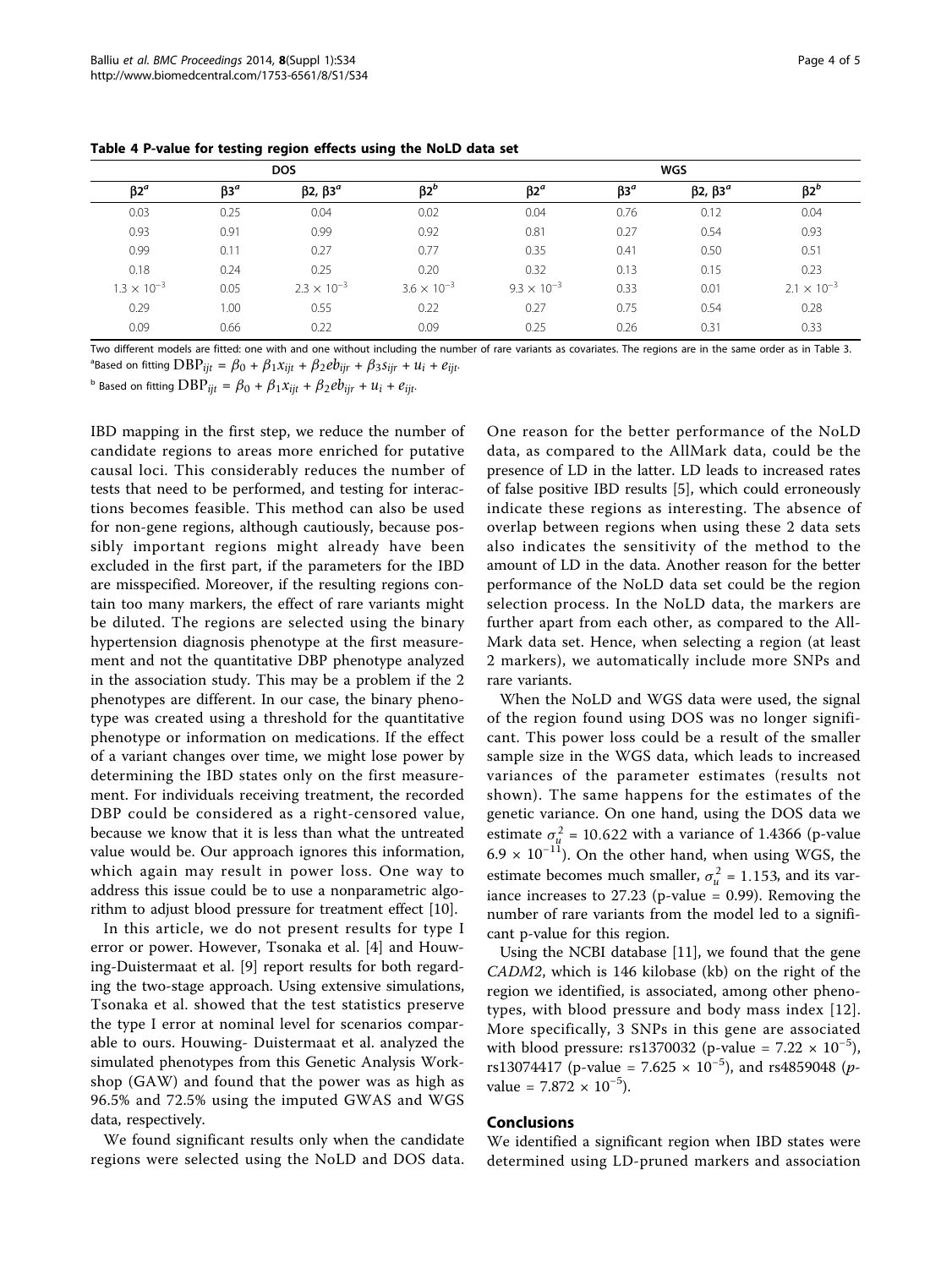**Table 4 P-value for testing region effects using the NoLD data set**

| DOS | | | | WGS | | | |
|---|---|---|---|---|---|---|---|
| $\beta 2^a$ | $\beta 3^a$ | $\beta 2$, $\beta 3^a$ | $\beta 2^b$ | $\beta 2^a$ | $\beta 3^a$ | $\beta 2$, $\beta 3^a$ | $\beta 2^b$ |
| 0.03 | 0.25 | 0.04 | 0.02 | 0.04 | 0.76 | 0.12 | 0.04 |
| 0.93 | 0.91 | 0.99 | 0.92 | 0.81 | 0.27 | 0.54 | 0.93 |
| 0.99 | 0.11 | 0.27 | 0.77 | 0.35 | 0.41 | 0.50 | 0.51 |
| 0.18 | 0.24 | 0.25 | 0.20 | 0.32 | 0.13 | 0.15 | 0.23 |
| $1.3 \times 10^{-3}$ | 0.05 | $2.3 \times 10^{-3}$ | $3.6 \times 10^{-3}$ | $9.3 \times 10^{-3}$ | 0.33 | 0.01 | $2.1 \times 10^{-3}$ |
| 0.29 | 1.00 | 0.55 | 0.22 | 0.27 | 0.75 | 0.54 | 0.28 |
| 0.09 | 0.66 | 0.22 | 0.09 | 0.25 | 0.26 | 0.31 | 0.33 |

Two different models are fitted: one with and one without including the number of rare variants as covariates. The regions are in the same order as in Table 3.
[a]Based on fitting $\mathrm{DBP}_{ijt} = \beta_0 + \beta_1 x_{ijt} + \beta_2 eb_{ijr} + \beta_3 s_{ijr} + u_i + e_{ijt}$.
[b] Based on fitting $\mathrm{DBP}_{ijt} = \beta_0 + \beta_1 x_{ijt} + \beta_2 eb_{ijr} + u_i + e_{ijt}$.

IBD mapping in the first step, we reduce the number of candidate regions to areas more enriched for putative causal loci. This considerably reduces the number of tests that need to be performed, and testing for interactions becomes feasible. This method can also be used for non-gene regions, although cautiously, because possibly important regions might already have been excluded in the first part, if the parameters for the IBD are misspecified. Moreover, if the resulting regions contain too many markers, the effect of rare variants might be diluted. The regions are selected using the binary hypertension diagnosis phenotype at the first measurement and not the quantitative DBP phenotype analyzed in the association study. This may be a problem if the 2 phenotypes are different. In our case, the binary phenotype was created using a threshold for the quantitative phenotype or information on medications. If the effect of a variant changes over time, we might lose power by determining the IBD states only on the first measurement. For individuals receiving treatment, the recorded DBP could be considered as a right-censored value, because we know that it is less than what the untreated value would be. Our approach ignores this information, which again may result in power loss. One way to address this issue could be to use a nonparametric algorithm to adjust blood pressure for treatment effect [10].

In this article, we do not present results for type I error or power. However, Tsonaka et al. [4] and Houwing-Duistermaat et al. [9] report results for both regarding the two-stage approach. Using extensive simulations, Tsonaka et al. showed that the test statistics preserve the type I error at nominal level for scenarios comparable to ours. Houwing- Duistermaat et al. analyzed the simulated phenotypes from this Genetic Analysis Workshop (GAW) and found that the power was as high as 96.5% and 72.5% using the imputed GWAS and WGS data, respectively.

We found significant results only when the candidate regions were selected using the NoLD and DOS data. One reason for the better performance of the NoLD data, as compared to the AllMark data, could be the presence of LD in the latter. LD leads to increased rates of false positive IBD results [5], which could erroneously indicate these regions as interesting. The absence of overlap between regions when using these 2 data sets also indicates the sensitivity of the method to the amount of LD in the data. Another reason for the better performance of the NoLD data set could be the region selection process. In the NoLD data, the markers are further apart from each other, as compared to the All-Mark data set. Hence, when selecting a region (at least 2 markers), we automatically include more SNPs and rare variants.

When the NoLD and WGS data were used, the signal of the region found using DOS was no longer significant. This power loss could be a result of the smaller sample size in the WGS data, which leads to increased variances of the parameter estimates (results not shown). The same happens for the estimates of the genetic variance. On one hand, using the DOS data we estimate $\sigma_u^2 = 10.622$ with a variance of 1.4366 (p-value $6.9 \times 10^{-11}$). On the other hand, when using WGS, the estimate becomes much smaller, $\sigma_u^2 = 1.153$, and its variance increases to 27.23 (p-value = 0.99). Removing the number of rare variants from the model led to a significant p-value for this region.

Using the NCBI database [11], we found that the gene *CADM2*, which is 146 kilobase (kb) on the right of the region we identified, is associated, among other phenotypes, with blood pressure and body mass index [12]. More specifically, 3 SNPs in this gene are associated with blood pressure: rs1370032 (p-value = $7.22 \times 10^{-5}$), rs13074417 (p-value = $7.625 \times 10^{-5}$), and rs4859048 (*p*-value = $7.872 \times 10^{-5}$).

## Conclusions

We identified a significant region when IBD states were determined using LD-pruned markers and association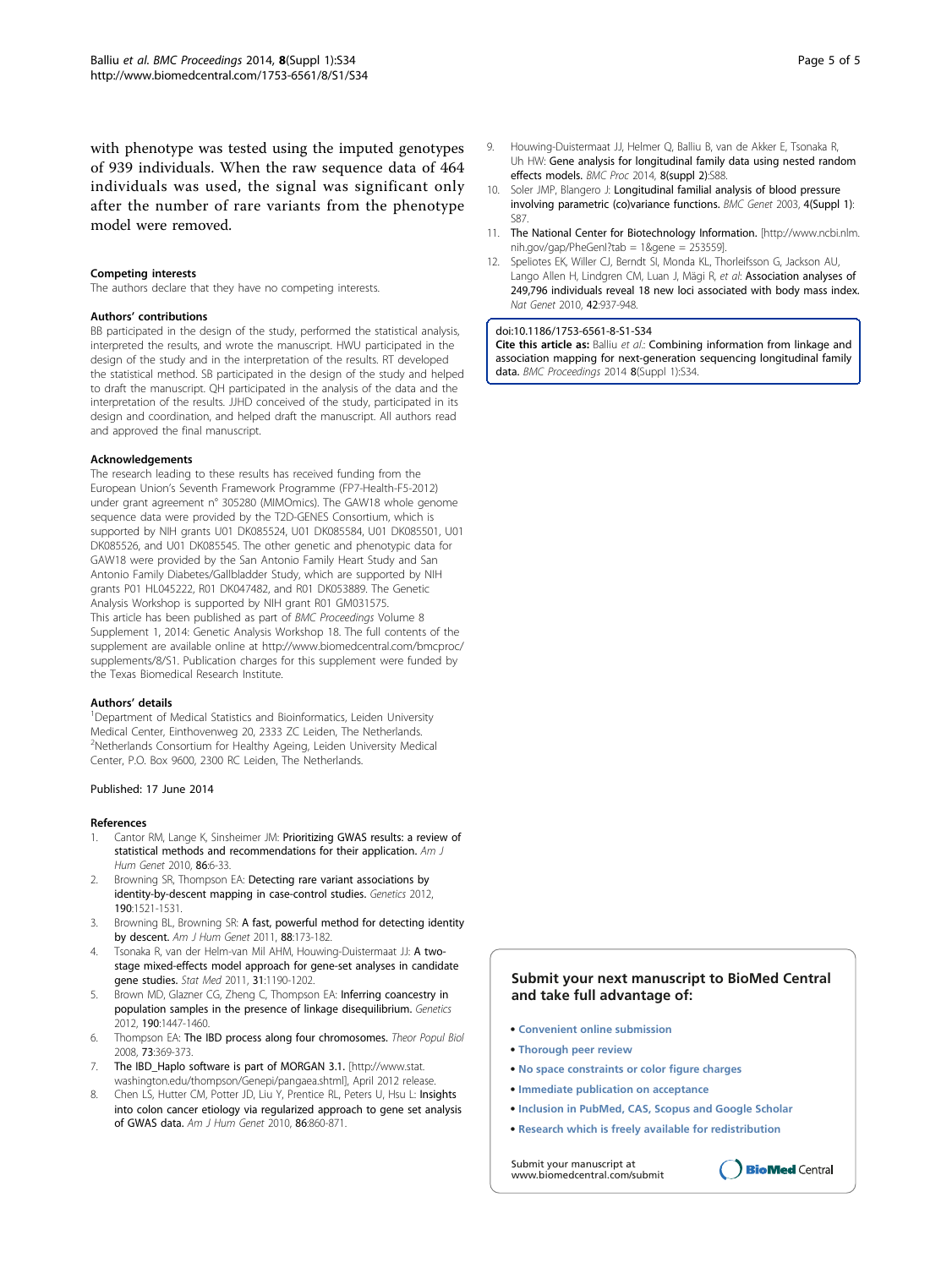with phenotype was tested using the imputed genotypes of 939 individuals. When the raw sequence data of 464 individuals was used, the signal was significant only after the number of rare variants from the phenotype model were removed.

### Competing interests

The authors declare that they have no competing interests.

### Authors' contributions

BB participated in the design of the study, performed the statistical analysis, interpreted the results, and wrote the manuscript. HWU participated in the design of the study and in the interpretation of the results. RT developed the statistical method. SB participated in the design of the study and helped to draft the manuscript. QH participated in the analysis of the data and the interpretation of the results. JJHD conceived of the study, participated in its design and coordination, and helped draft the manuscript. All authors read and approved the final manuscript.

### Acknowledgements

The research leading to these results has received funding from the European Union's Seventh Framework Programme (FP7-Health-F5-2012) under grant agreement n° 305280 (MIMOmics). The GAW18 whole genome sequence data were provided by the T2D-GENES Consortium, which is supported by NIH grants U01 DK085524, U01 DK085584, U01 DK085501, U01 DK085526, and U01 DK085545. The other genetic and phenotypic data for GAW18 were provided by the San Antonio Family Heart Study and San Antonio Family Diabetes/Gallbladder Study, which are supported by NIH grants P01 HL045222, R01 DK047482, and R01 DK053889. The Genetic Analysis Workshop is supported by NIH grant R01 GM031575.

This article has been published as part of *BMC Proceedings* Volume 8 Supplement 1, 2014: Genetic Analysis Workshop 18. The full contents of the supplement are available online at http://www.biomedcentral.com/bmcproc/supplements/8/S1. Publication charges for this supplement were funded by the Texas Biomedical Research Institute.

### Authors' details

[1]Department of Medical Statistics and Bioinformatics, Leiden University Medical Center, Einthovenweg 20, 2333 ZC Leiden, The Netherlands. [2]Netherlands Consortium for Healthy Ageing, Leiden University Medical Center, P.O. Box 9600, 2300 RC Leiden, The Netherlands.

Published: 17 June 2014

### References

1. Cantor RM, Lange K, Sinsheimer JM: **Prioritizing GWAS results: a review of statistical methods and recommendations for their application.** *Am J Hum Genet* 2010, **86**:6-33.
2. Browning SR, Thompson EA: **Detecting rare variant associations by identity-by-descent mapping in case-control studies.** *Genetics* 2012, **190**:1521-1531.
3. Browning BL, Browning SR: **A fast, powerful method for detecting identity by descent.** *Am J Hum Genet* 2011, **88**:173-182.
4. Tsonaka R, van der Helm-van Mil AHM, Houwing-Duistermaat JJ: **A two-stage mixed-effects model approach for gene-set analyses in candidate gene studies.** *Stat Med* 2011, **31**:1190-1202.
5. Brown MD, Glazner CG, Zheng C, Thompson EA: **Inferring coancestry in population samples in the presence of linkage disequilibrium.** *Genetics* 2012, **190**:1447-1460.
6. Thompson EA: **The IBD process along four chromosomes.** *Theor Popul Biol* 2008, **73**:369-373.
7. **The IBD_Haplo software is part of MORGAN 3.1.** [http://www.stat.washington.edu/thompson/Genepi/pangaea.shtml], April 2012 release.
8. Chen LS, Hutter CM, Potter JD, Liu Y, Prentice RL, Peters U, Hsu L: **Insights into colon cancer etiology via regularized approach to gene set analysis of GWAS data.** *Am J Hum Genet* 2010, **86**:860-871.
9. Houwing-Duistermaat JJ, Helmer Q, Balliu B, van de Akker E, Tsonaka R, Uh HW: **Gene analysis for longitudinal family data using nested random effects models.** *BMC Proc* 2014, **8(suppl 2)**:S88.
10. Soler JMP, Blangero J: **Longitudinal familial analysis of blood pressure involving parametric (co)variance functions.** *BMC Genet* 2003, **4(Suppl 1)**:S87.
11. **The National Center for Biotechnology Information.** [http://www.ncbi.nlm.nih.gov/gap/PheGenI?tab = 1&gene = 253559].
12. Speliotes EK, Willer CJ, Berndt SI, Monda KL, Thorleifsson G, Jackson AU, Lango Allen H, Lindgren CM, Luan J, Mägi R, *et al*: **Association analyses of 249,796 individuals reveal 18 new loci associated with body mass index.** *Nat Genet* 2010, **42**:937-948.

doi:10.1186/1753-6561-8-S1-S34

**Cite this article as:** Balliu *et al.*: Combining information from linkage and association mapping for next-generation sequencing longitudinal family data. *BMC Proceedings* 2014 **8**(Suppl 1):S34.